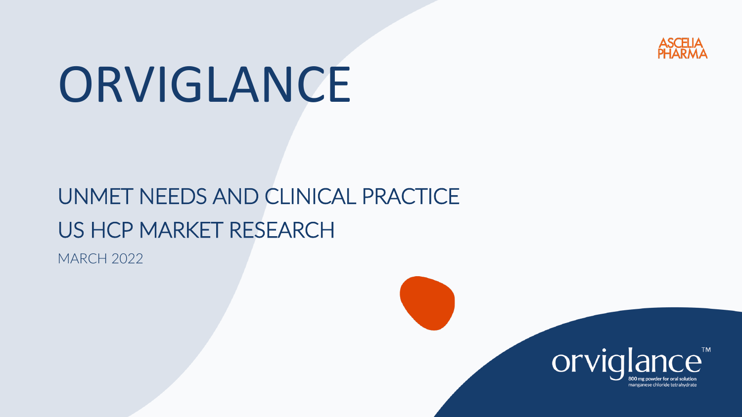ASCELIA PHARMA

# ORVIGLANCE

## UNMET NEEDS AND CLINICAL PRACTICE
## US HCP MARKET RESEARCH

MARCH 2022

orviglance™
800 mg powder for oral solution
manganese chloride tetrahydrate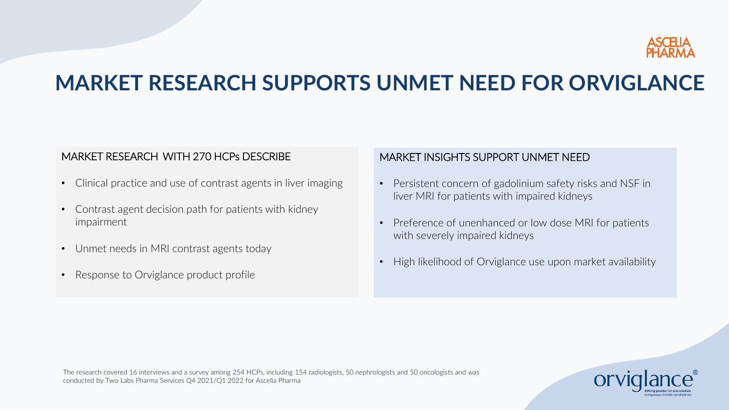# MARKET RESEARCH SUPPORTS UNMET NEED FOR ORVIGLANCE

## MARKET RESEARCH WITH 270 HCPs DESCRIBE

- Clinical practice and use of contrast agents in liver imaging
- Contrast agent decision path for patients with kidney impairment
- Unmet needs in MRI contrast agents today
- Response to Orviglance product profile

## MARKET INSIGHTS SUPPORT UNMET NEED

- Persistent concern of gadolinium safety risks and NSF in liver MRI for patients with impaired kidneys
- Preference of unenhanced or low dose MRI for patients with severely impaired kidneys
- High likelihood of Orviglance use upon market availability

The research covered 16 interviews and a survey among 254 HCPs, including 154 radiologists, 50 nephrologists and 50 oncologists and was conducted by Two Labs Pharma Services Q4 2021/Q1 2022 for Ascelia Pharma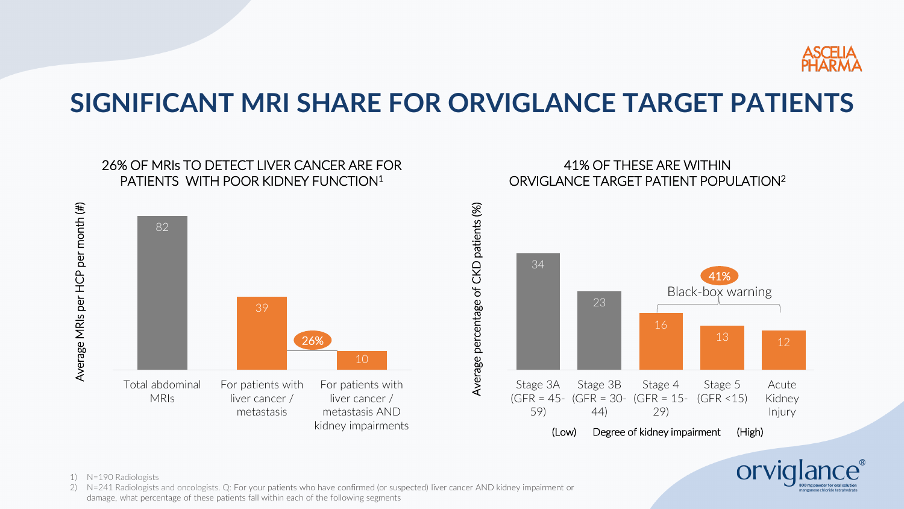# SIGNIFICANT MRI SHARE FOR ORVIGLANCE TARGET PATIENTS

## 26% OF MRIs TO DETECT LIVER CANCER ARE FOR PATIENTS WITH POOR KIDNEY FUNCTION[1]

Average MRIs per HCP per month (#)

| Category | Value |
|---|---|
| Total abdominal MRIs | 82 |
| For patients with liver cancer / metastasis | 39 |
| For patients with liver cancer / metastasis AND kidney impairments | 10 |

26%

## 41% OF THESE ARE WITHIN ORVIGLANCE TARGET PATIENT POPULATION[2]

Average percentage of CKD patients (%)

| Category | Value |
|---|---|
| Stage 3A (GFR = 45-59) | 34 |
| Stage 3B (GFR = 30-44) | 23 |
| Stage 4 (GFR = 15-29) | 16 |
| Stage 5 (GFR <15) | 13 |
| Acute Kidney Injury | 12 |

41% Black-box warning

(Low) Degree of kidney impairment (High)

1) N=190 Radiologists
2) N=241 Radiologists and oncologists. Q: For your patients who have confirmed (or suspected) liver cancer AND kidney impairment or damage, what percentage of these patients fall within each of the following segments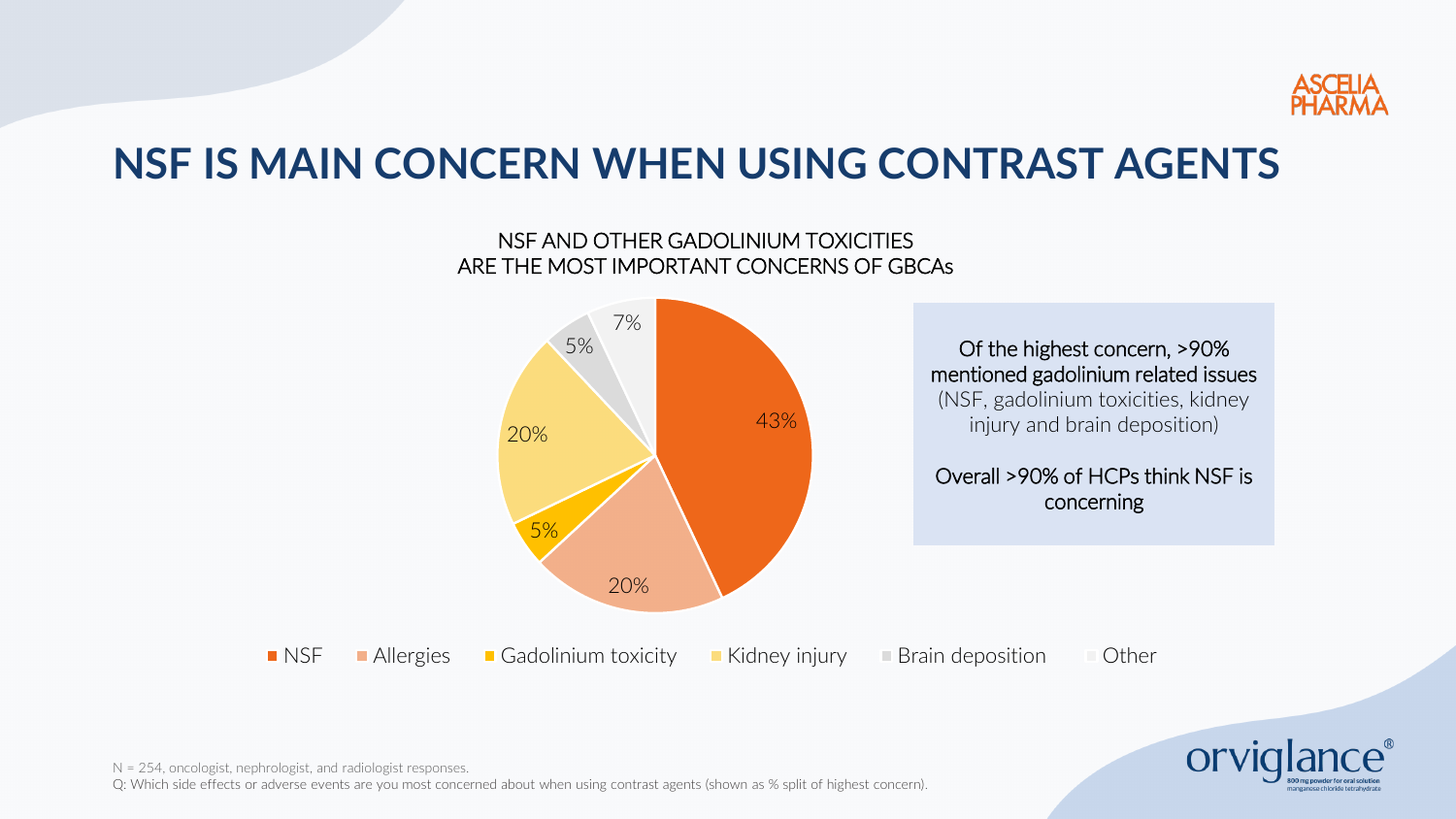# NSF IS MAIN CONCERN WHEN USING CONTRAST AGENTS

NSF AND OTHER GADOLINIUM TOXICITIES
ARE THE MOST IMPORTANT CONCERNS OF GBCAs

| Concern | % |
|---|---|
| NSF | 43% |
| Allergies | 20% |
| Gadolinium toxicity | 5% |
| Kidney injury | 20% |
| Brain deposition | 5% |
| Other | 7% |

Of the highest concern, >90% mentioned gadolinium related issues (NSF, gadolinium toxicities, kidney injury and brain deposition)

Overall >90% of HCPs think NSF is concerning

N = 254, oncologist, nephrologist, and radiologist responses.
Q: Which side effects or adverse events are you most concerned about when using contrast agents (shown as % split of highest concern).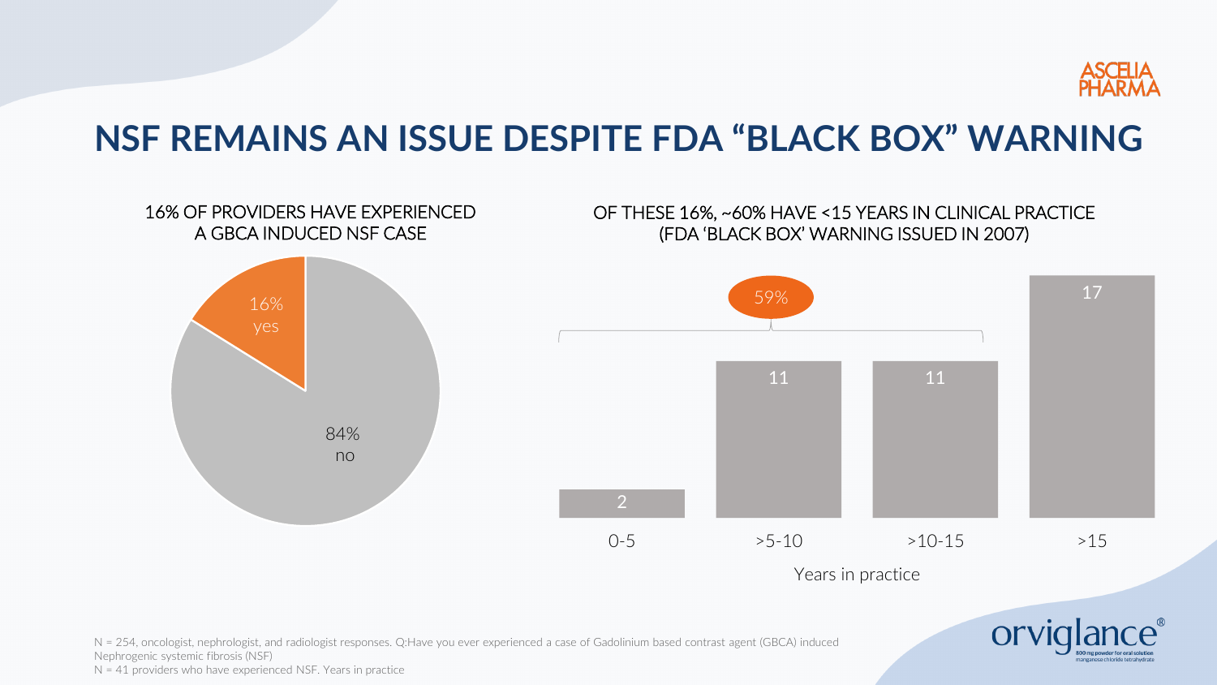# NSF REMAINS AN ISSUE DESPITE FDA "BLACK BOX" WARNING

## 16% OF PROVIDERS HAVE EXPERIENCED A GBCA INDUCED NSF CASE

| Response | Share |
| --- | --- |
| yes | 16% |
| no | 84% |

## OF THESE 16%, ~60% HAVE <15 YEARS IN CLINICAL PRACTICE (FDA 'BLACK BOX' WARNING ISSUED IN 2007)

| Years in practice | Providers |
| --- | --- |
| 0-5 | 2 |
| >5-10 | 11 |
| >10-15 | 11 |
| >15 | 17 |

59% (0-5, >5-10, >10-15 combined)

N = 254, oncologist, nephrologist, and radiologist responses. Q:Have you ever experienced a case of Gadolinium based contrast agent (GBCA) induced Nephrogenic systemic fibrosis (NSF)

N = 41 providers who have experienced NSF. Years in practice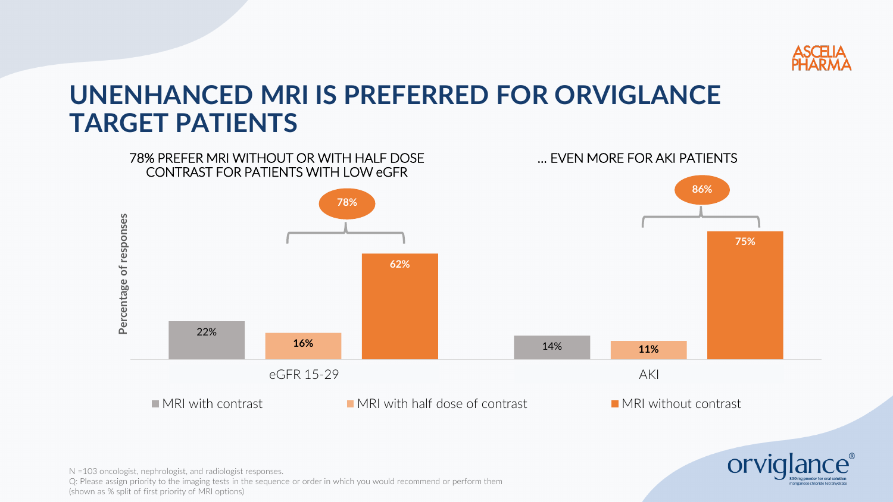# UNENHANCED MRI IS PREFERRED FOR ORVIGLANCE TARGET PATIENTS

## 78% PREFER MRI WITHOUT OR WITH HALF DOSE CONTRAST FOR PATIENTS WITH LOW eGFR

## ... EVEN MORE FOR AKI PATIENTS

| Percentage of responses | eGFR 15-29 | AKI |
| --- | --- | --- |
| MRI with contrast | 22% | 14% |
| MRI with half dose of contrast | 16% | 11% |
| MRI without contrast | 62% | 75% |
| MRI without or with half dose of contrast | 78% | 86% |

N =103 oncologist, nephrologist, and radiologist responses.
Q: Please assign priority to the imaging tests in the sequence or order in which you would recommend or perform them (shown as % split of first priority of MRI options)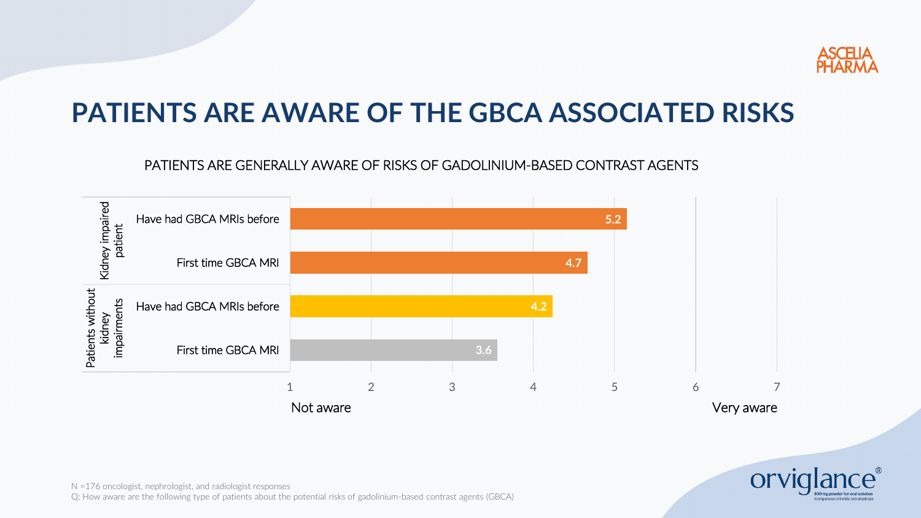# PATIENTS ARE AWARE OF THE GBCA ASSOCIATED RISKS

PATIENTS ARE GENERALLY AWARE OF RISKS OF GADOLINIUM-BASED CONTRAST AGENTS

| Patient group | | Awareness (1 = Not aware, 7 = Very aware) |
|---|---|---|
| Kidney impaired patient | Have had GBCA MRIs before | 5.2 |
| | First time GBCA MRI | 4.7 |
| Patients without kidney impairments | Have had GBCA MRIs before | 4.2 |
| | First time GBCA MRI | 3.6 |

N =176 oncologist, nephrologist, and radiologist responses
Q: How aware are the following type of patients about the potential risks of gadolinium-based contrast agents (GBCA)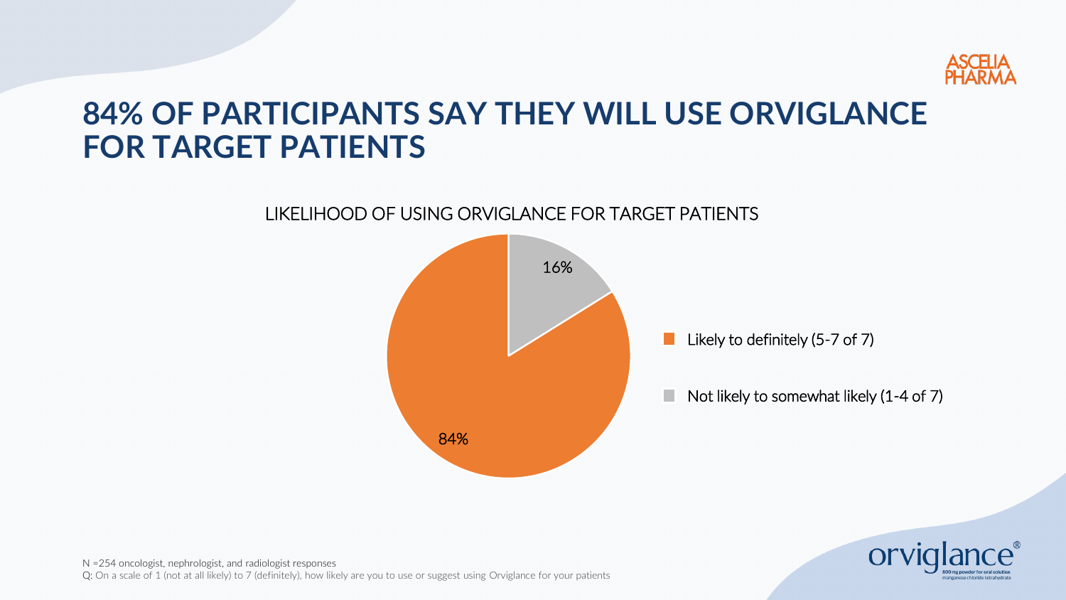# 84% OF PARTICIPANTS SAY THEY WILL USE ORVIGLANCE FOR TARGET PATIENTS

LIKELIHOOD OF USING ORVIGLANCE FOR TARGET PATIENTS

16%

84%

Likely to definitely (5-7 of 7)

Not likely to somewhat likely (1-4 of 7)

N =254 oncologist, nephrologist, and radiologist responses

Q: On a scale of 1 (not at all likely) to 7 (definitely), how likely are you to use or suggest using Orviglance for your patients